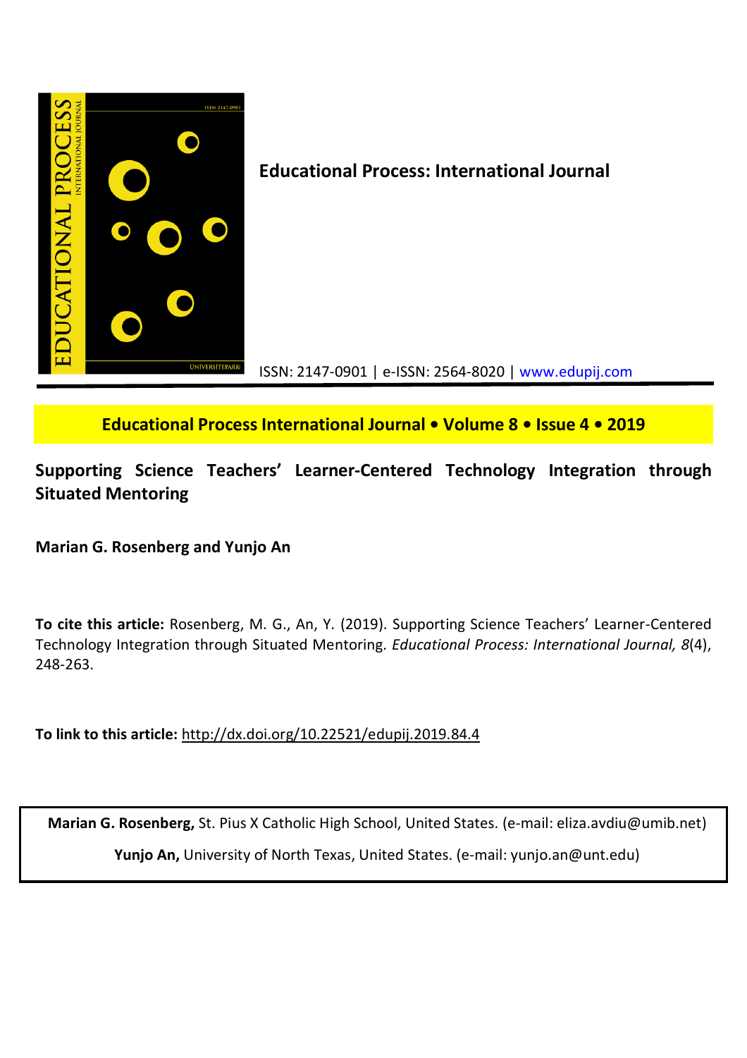**Educational Process: International Journal**

ISSN: 2147-0901 | e-ISSN: 2564-8020 | www.edupij.com

**Educational Process International Journal • Volume 8 • Issue 4 • 2019**

# Supporting Science Teachers' Learner-Centered Technology Integration through Situated Mentoring

**Marian G. Rosenberg and Yunjo An**

**To cite this article:** Rosenberg, M. G., An, Y. (2019). Supporting Science Teachers' Learner-Centered Technology Integration through Situated Mentoring. *Educational Process: International Journal, 8*(4), 248-263.

**To link to this article:** http://dx.doi.org/10.22521/edupij.2019.84.4

**Marian G. Rosenberg,** St. Pius X Catholic High School, United States. (e-mail: eliza.avdiu@umib.net)

**Yunjo An,** University of North Texas, United States. (e-mail: yunjo.an@unt.edu)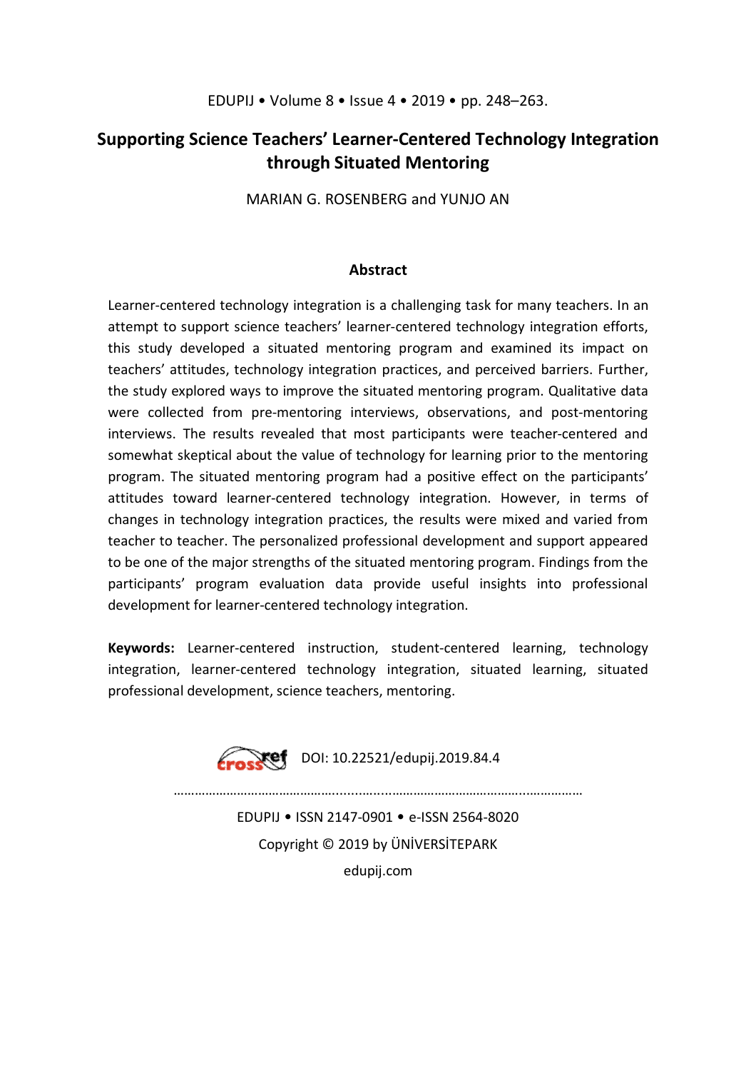# Supporting Science Teachers' Learner-Centered Technology Integration through Situated Mentoring

MARIAN G. ROSENBERG and YUNJO AN

## Abstract

Learner-centered technology integration is a challenging task for many teachers. In an attempt to support science teachers' learner-centered technology integration efforts, this study developed a situated mentoring program and examined its impact on teachers' attitudes, technology integration practices, and perceived barriers. Further, the study explored ways to improve the situated mentoring program. Qualitative data were collected from pre-mentoring interviews, observations, and post-mentoring interviews. The results revealed that most participants were teacher-centered and somewhat skeptical about the value of technology for learning prior to the mentoring program. The situated mentoring program had a positive effect on the participants' attitudes toward learner-centered technology integration. However, in terms of changes in technology integration practices, the results were mixed and varied from teacher to teacher. The personalized professional development and support appeared to be one of the major strengths of the situated mentoring program. Findings from the participants' program evaluation data provide useful insights into professional development for learner-centered technology integration.

**Keywords:** Learner-centered instruction, student-centered learning, technology integration, learner-centered technology integration, situated learning, situated professional development, science teachers, mentoring.

DOI: 10.22521/edupij.2019.84.4

EDUPIJ • ISSN 2147-0901 • e-ISSN 2564-8020

Copyright © 2019 by ÜNİVERSİTEPARK

edupij.com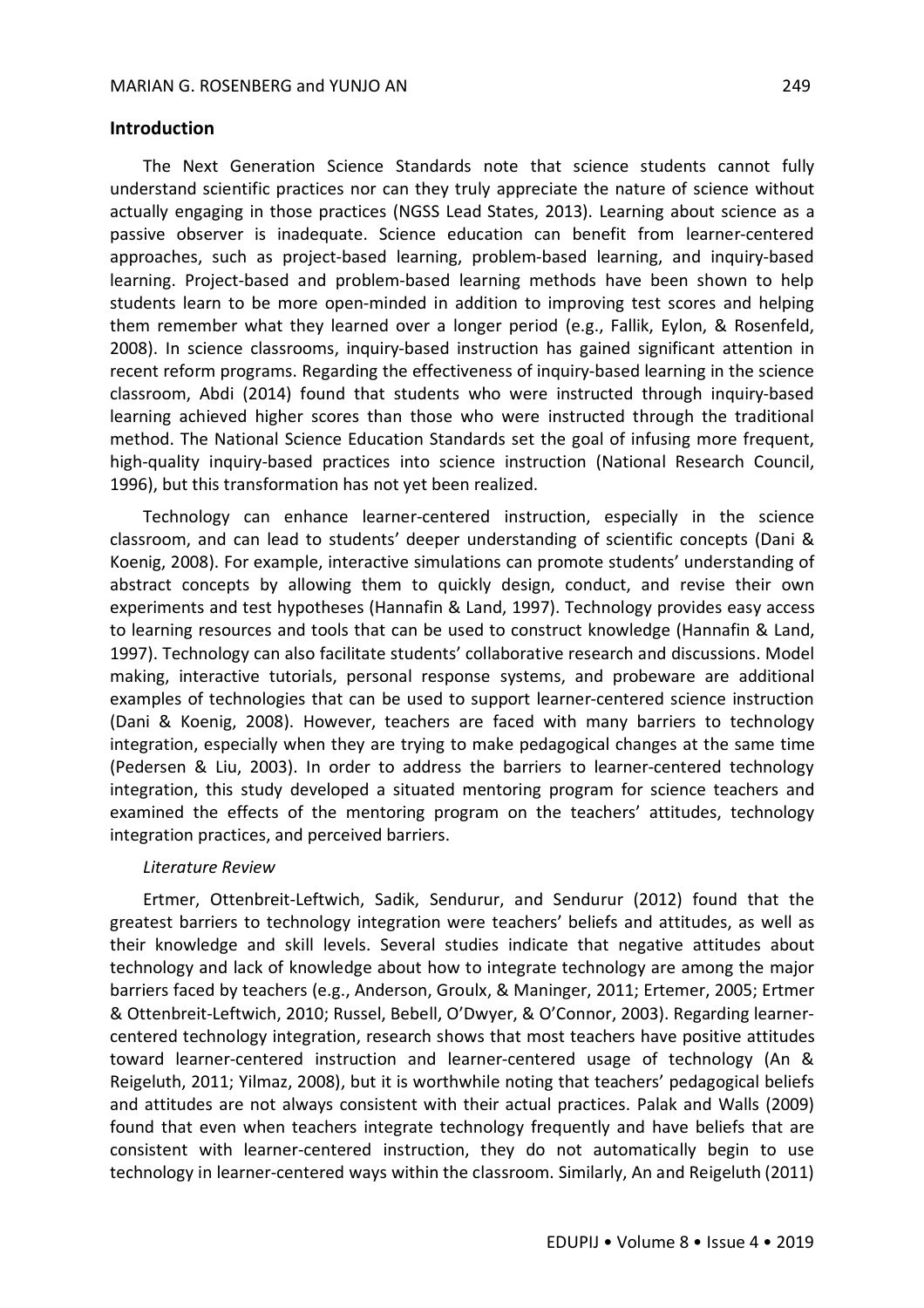## Introduction

The Next Generation Science Standards note that science students cannot fully understand scientific practices nor can they truly appreciate the nature of science without actually engaging in those practices (NGSS Lead States, 2013). Learning about science as a passive observer is inadequate. Science education can benefit from learner-centered approaches, such as project-based learning, problem-based learning, and inquiry-based learning. Project-based and problem-based learning methods have been shown to help students learn to be more open-minded in addition to improving test scores and helping them remember what they learned over a longer period (e.g., Fallik, Eylon, & Rosenfeld, 2008). In science classrooms, inquiry-based instruction has gained significant attention in recent reform programs. Regarding the effectiveness of inquiry-based learning in the science classroom, Abdi (2014) found that students who were instructed through inquiry-based learning achieved higher scores than those who were instructed through the traditional method. The National Science Education Standards set the goal of infusing more frequent, high-quality inquiry-based practices into science instruction (National Research Council, 1996), but this transformation has not yet been realized.

Technology can enhance learner-centered instruction, especially in the science classroom, and can lead to students' deeper understanding of scientific concepts (Dani & Koenig, 2008). For example, interactive simulations can promote students' understanding of abstract concepts by allowing them to quickly design, conduct, and revise their own experiments and test hypotheses (Hannafin & Land, 1997). Technology provides easy access to learning resources and tools that can be used to construct knowledge (Hannafin & Land, 1997). Technology can also facilitate students' collaborative research and discussions. Model making, interactive tutorials, personal response systems, and probeware are additional examples of technologies that can be used to support learner-centered science instruction (Dani & Koenig, 2008). However, teachers are faced with many barriers to technology integration, especially when they are trying to make pedagogical changes at the same time (Pedersen & Liu, 2003). In order to address the barriers to learner-centered technology integration, this study developed a situated mentoring program for science teachers and examined the effects of the mentoring program on the teachers' attitudes, technology integration practices, and perceived barriers.

### *Literature Review*

Ertmer, Ottenbreit-Leftwich, Sadik, Sendurur, and Sendurur (2012) found that the greatest barriers to technology integration were teachers' beliefs and attitudes, as well as their knowledge and skill levels. Several studies indicate that negative attitudes about technology and lack of knowledge about how to integrate technology are among the major barriers faced by teachers (e.g., Anderson, Groulx, & Maninger, 2011; Ertemer, 2005; Ertmer & Ottenbreit-Leftwich, 2010; Russel, Bebell, O'Dwyer, & O'Connor, 2003). Regarding learner-centered technology integration, research shows that most teachers have positive attitudes toward learner-centered instruction and learner-centered usage of technology (An & Reigeluth, 2011; Yilmaz, 2008), but it is worthwhile noting that teachers' pedagogical beliefs and attitudes are not always consistent with their actual practices. Palak and Walls (2009) found that even when teachers integrate technology frequently and have beliefs that are consistent with learner-centered instruction, they do not automatically begin to use technology in learner-centered ways within the classroom. Similarly, An and Reigeluth (2011)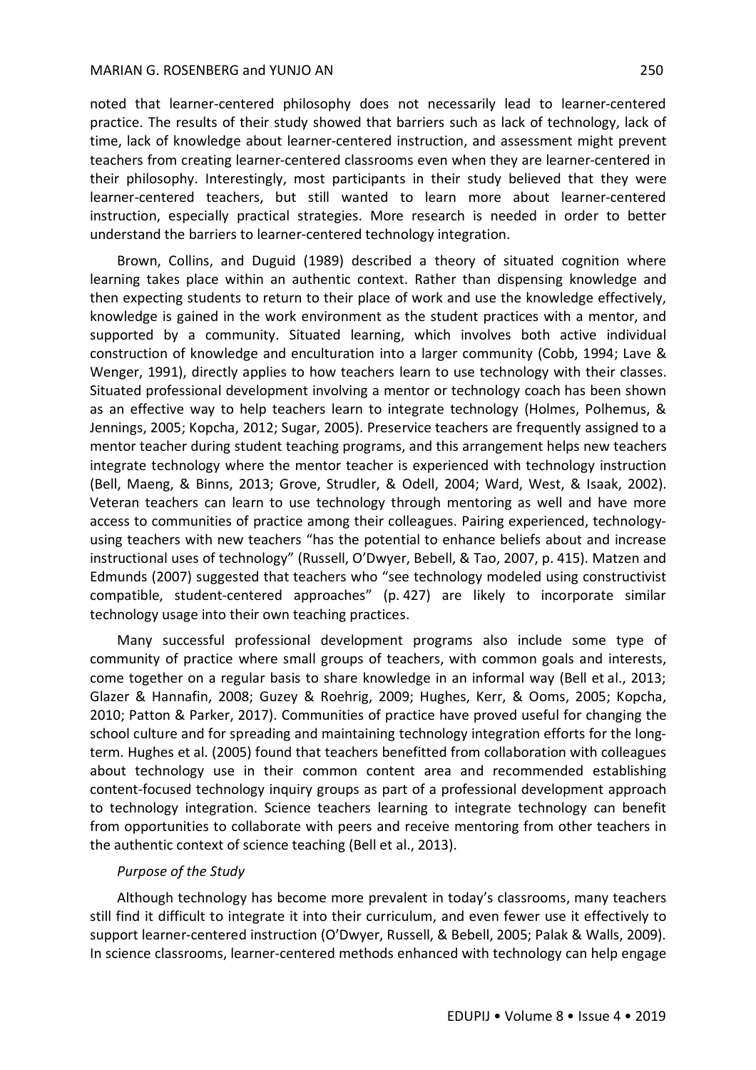noted that learner-centered philosophy does not necessarily lead to learner-centered practice. The results of their study showed that barriers such as lack of technology, lack of time, lack of knowledge about learner-centered instruction, and assessment might prevent teachers from creating learner-centered classrooms even when they are learner-centered in their philosophy. Interestingly, most participants in their study believed that they were learner-centered teachers, but still wanted to learn more about learner-centered instruction, especially practical strategies. More research is needed in order to better understand the barriers to learner-centered technology integration.

Brown, Collins, and Duguid (1989) described a theory of situated cognition where learning takes place within an authentic context. Rather than dispensing knowledge and then expecting students to return to their place of work and use the knowledge effectively, knowledge is gained in the work environment as the student practices with a mentor, and supported by a community. Situated learning, which involves both active individual construction of knowledge and enculturation into a larger community (Cobb, 1994; Lave & Wenger, 1991), directly applies to how teachers learn to use technology with their classes. Situated professional development involving a mentor or technology coach has been shown as an effective way to help teachers learn to integrate technology (Holmes, Polhemus, & Jennings, 2005; Kopcha, 2012; Sugar, 2005). Preservice teachers are frequently assigned to a mentor teacher during student teaching programs, and this arrangement helps new teachers integrate technology where the mentor teacher is experienced with technology instruction (Bell, Maeng, & Binns, 2013; Grove, Strudler, & Odell, 2004; Ward, West, & Isaak, 2002). Veteran teachers can learn to use technology through mentoring as well and have more access to communities of practice among their colleagues. Pairing experienced, technology-using teachers with new teachers "has the potential to enhance beliefs about and increase instructional uses of technology" (Russell, O'Dwyer, Bebell, & Tao, 2007, p. 415). Matzen and Edmunds (2007) suggested that teachers who "see technology modeled using constructivist compatible, student-centered approaches" (p. 427) are likely to incorporate similar technology usage into their own teaching practices.

Many successful professional development programs also include some type of community of practice where small groups of teachers, with common goals and interests, come together on a regular basis to share knowledge in an informal way (Bell et al., 2013; Glazer & Hannafin, 2008; Guzey & Roehrig, 2009; Hughes, Kerr, & Ooms, 2005; Kopcha, 2010; Patton & Parker, 2017). Communities of practice have proved useful for changing the school culture and for spreading and maintaining technology integration efforts for the long-term. Hughes et al. (2005) found that teachers benefitted from collaboration with colleagues about technology use in their common content area and recommended establishing content-focused technology inquiry groups as part of a professional development approach to technology integration. Science teachers learning to integrate technology can benefit from opportunities to collaborate with peers and receive mentoring from other teachers in the authentic context of science teaching (Bell et al., 2013).

### *Purpose of the Study*

Although technology has become more prevalent in today's classrooms, many teachers still find it difficult to integrate it into their curriculum, and even fewer use it effectively to support learner-centered instruction (O'Dwyer, Russell, & Bebell, 2005; Palak & Walls, 2009). In science classrooms, learner-centered methods enhanced with technology can help engage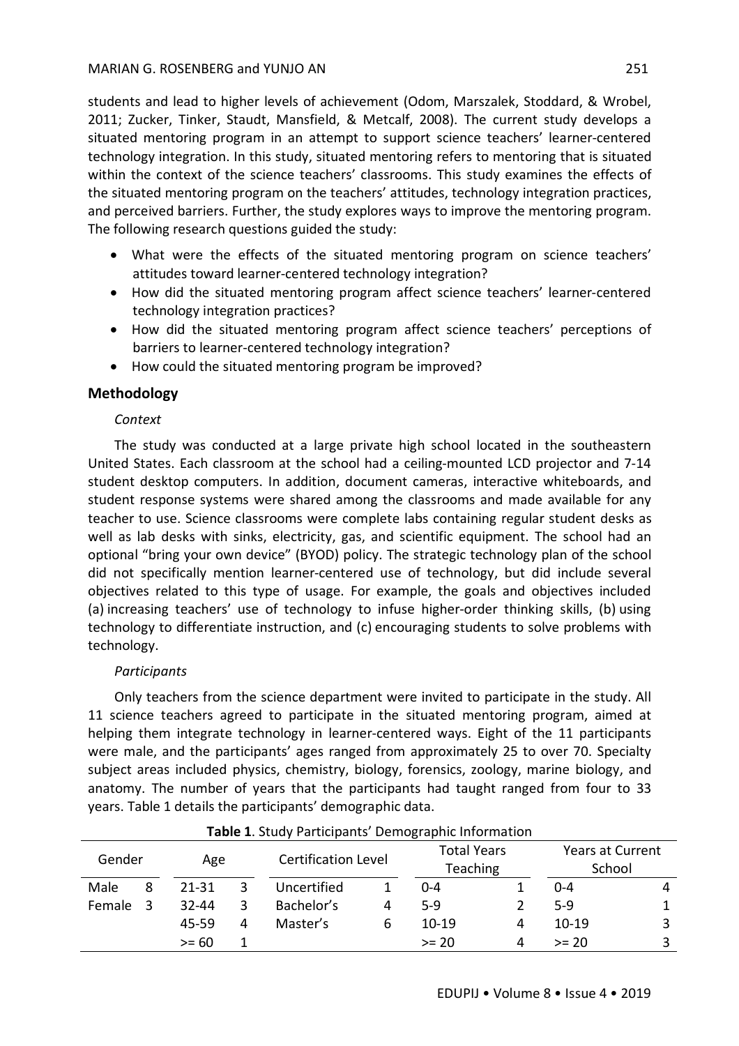students and lead to higher levels of achievement (Odom, Marszalek, Stoddard, & Wrobel, 2011; Zucker, Tinker, Staudt, Mansfield, & Metcalf, 2008). The current study develops a situated mentoring program in an attempt to support science teachers' learner-centered technology integration. In this study, situated mentoring refers to mentoring that is situated within the context of the science teachers' classrooms. This study examines the effects of the situated mentoring program on the teachers' attitudes, technology integration practices, and perceived barriers. Further, the study explores ways to improve the mentoring program. The following research questions guided the study:

- What were the effects of the situated mentoring program on science teachers' attitudes toward learner-centered technology integration?
- How did the situated mentoring program affect science teachers' learner-centered technology integration practices?
- How did the situated mentoring program affect science teachers' perceptions of barriers to learner-centered technology integration?
- How could the situated mentoring program be improved?

## Methodology

### *Context*

The study was conducted at a large private high school located in the southeastern United States. Each classroom at the school had a ceiling-mounted LCD projector and 7-14 student desktop computers. In addition, document cameras, interactive whiteboards, and student response systems were shared among the classrooms and made available for any teacher to use. Science classrooms were complete labs containing regular student desks as well as lab desks with sinks, electricity, gas, and scientific equipment. The school had an optional "bring your own device" (BYOD) policy. The strategic technology plan of the school did not specifically mention learner-centered use of technology, but did include several objectives related to this type of usage. For example, the goals and objectives included (a) increasing teachers' use of technology to infuse higher-order thinking skills, (b) using technology to differentiate instruction, and (c) encouraging students to solve problems with technology.

### *Participants*

Only teachers from the science department were invited to participate in the study. All 11 science teachers agreed to participate in the situated mentoring program, aimed at helping them integrate technology in learner-centered ways. Eight of the 11 participants were male, and the participants' ages ranged from approximately 25 to over 70. Specialty subject areas included physics, chemistry, biology, forensics, zoology, marine biology, and anatomy. The number of years that the participants had taught ranged from four to 33 years. Table 1 details the participants' demographic data.

**Table 1**. Study Participants' Demographic Information

| Gender | | Age | | Certification Level | | Total Years Teaching | | Years at Current School | |
|---|---|---|---|---|---|---|---|---|---|
| Male | 8 | 21-31 | 3 | Uncertified | 1 | 0-4 | 1 | 0-4 | 4 |
| Female | 3 | 32-44 | 3 | Bachelor's | 4 | 5-9 | 2 | 5-9 | 1 |
| | | 45-59 | 4 | Master's | 6 | 10-19 | 4 | 10-19 | 3 |
| | | >= 60 | 1 | | | >= 20 | 4 | >= 20 | 3 |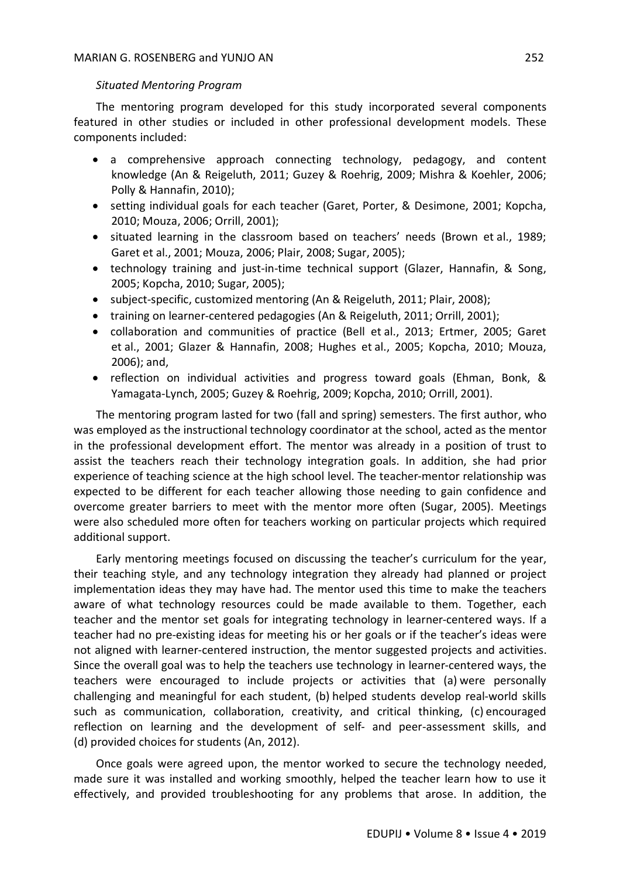*Situated Mentoring Program*

The mentoring program developed for this study incorporated several components featured in other studies or included in other professional development models. These components included:

- a comprehensive approach connecting technology, pedagogy, and content knowledge (An & Reigeluth, 2011; Guzey & Roehrig, 2009; Mishra & Koehler, 2006; Polly & Hannafin, 2010);
- setting individual goals for each teacher (Garet, Porter, & Desimone, 2001; Kopcha, 2010; Mouza, 2006; Orrill, 2001);
- situated learning in the classroom based on teachers' needs (Brown et al., 1989; Garet et al., 2001; Mouza, 2006; Plair, 2008; Sugar, 2005);
- technology training and just-in-time technical support (Glazer, Hannafin, & Song, 2005; Kopcha, 2010; Sugar, 2005);
- subject-specific, customized mentoring (An & Reigeluth, 2011; Plair, 2008);
- training on learner-centered pedagogies (An & Reigeluth, 2011; Orrill, 2001);
- collaboration and communities of practice (Bell et al., 2013; Ertmer, 2005; Garet et al., 2001; Glazer & Hannafin, 2008; Hughes et al., 2005; Kopcha, 2010; Mouza, 2006); and,
- reflection on individual activities and progress toward goals (Ehman, Bonk, & Yamagata-Lynch, 2005; Guzey & Roehrig, 2009; Kopcha, 2010; Orrill, 2001).

The mentoring program lasted for two (fall and spring) semesters. The first author, who was employed as the instructional technology coordinator at the school, acted as the mentor in the professional development effort. The mentor was already in a position of trust to assist the teachers reach their technology integration goals. In addition, she had prior experience of teaching science at the high school level. The teacher-mentor relationship was expected to be different for each teacher allowing those needing to gain confidence and overcome greater barriers to meet with the mentor more often (Sugar, 2005). Meetings were also scheduled more often for teachers working on particular projects which required additional support.

Early mentoring meetings focused on discussing the teacher's curriculum for the year, their teaching style, and any technology integration they already had planned or project implementation ideas they may have had. The mentor used this time to make the teachers aware of what technology resources could be made available to them. Together, each teacher and the mentor set goals for integrating technology in learner-centered ways. If a teacher had no pre-existing ideas for meeting his or her goals or if the teacher's ideas were not aligned with learner-centered instruction, the mentor suggested projects and activities. Since the overall goal was to help the teachers use technology in learner-centered ways, the teachers were encouraged to include projects or activities that (a) were personally challenging and meaningful for each student, (b) helped students develop real-world skills such as communication, collaboration, creativity, and critical thinking, (c) encouraged reflection on learning and the development of self- and peer-assessment skills, and (d) provided choices for students (An, 2012).

Once goals were agreed upon, the mentor worked to secure the technology needed, made sure it was installed and working smoothly, helped the teacher learn how to use it effectively, and provided troubleshooting for any problems that arose. In addition, the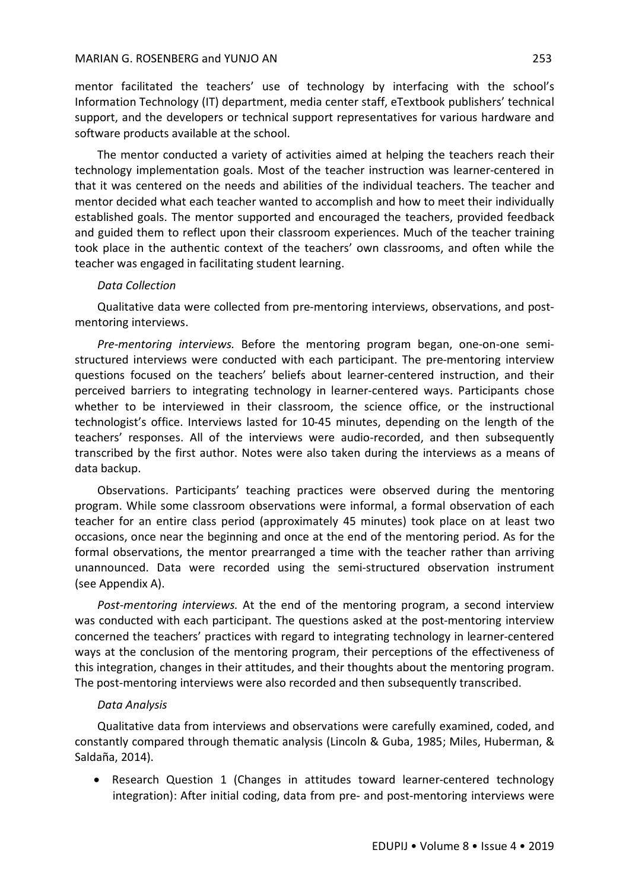mentor facilitated the teachers' use of technology by interfacing with the school's Information Technology (IT) department, media center staff, eTextbook publishers' technical support, and the developers or technical support representatives for various hardware and software products available at the school.

The mentor conducted a variety of activities aimed at helping the teachers reach their technology implementation goals. Most of the teacher instruction was learner-centered in that it was centered on the needs and abilities of the individual teachers. The teacher and mentor decided what each teacher wanted to accomplish and how to meet their individually established goals. The mentor supported and encouraged the teachers, provided feedback and guided them to reflect upon their classroom experiences. Much of the teacher training took place in the authentic context of the teachers' own classrooms, and often while the teacher was engaged in facilitating student learning.

*Data Collection*

Qualitative data were collected from pre-mentoring interviews, observations, and post-mentoring interviews.

*Pre-mentoring interviews.* Before the mentoring program began, one-on-one semi-structured interviews were conducted with each participant. The pre-mentoring interview questions focused on the teachers' beliefs about learner-centered instruction, and their perceived barriers to integrating technology in learner-centered ways. Participants chose whether to be interviewed in their classroom, the science office, or the instructional technologist's office. Interviews lasted for 10-45 minutes, depending on the length of the teachers' responses. All of the interviews were audio-recorded, and then subsequently transcribed by the first author. Notes were also taken during the interviews as a means of data backup.

Observations. Participants' teaching practices were observed during the mentoring program. While some classroom observations were informal, a formal observation of each teacher for an entire class period (approximately 45 minutes) took place on at least two occasions, once near the beginning and once at the end of the mentoring period. As for the formal observations, the mentor prearranged a time with the teacher rather than arriving unannounced. Data were recorded using the semi-structured observation instrument (see Appendix A).

*Post-mentoring interviews.* At the end of the mentoring program, a second interview was conducted with each participant. The questions asked at the post-mentoring interview concerned the teachers' practices with regard to integrating technology in learner-centered ways at the conclusion of the mentoring program, their perceptions of the effectiveness of this integration, changes in their attitudes, and their thoughts about the mentoring program. The post-mentoring interviews were also recorded and then subsequently transcribed.

*Data Analysis*

Qualitative data from interviews and observations were carefully examined, coded, and constantly compared through thematic analysis (Lincoln & Guba, 1985; Miles, Huberman, & Saldaña, 2014).

- Research Question 1 (Changes in attitudes toward learner-centered technology integration): After initial coding, data from pre- and post-mentoring interviews were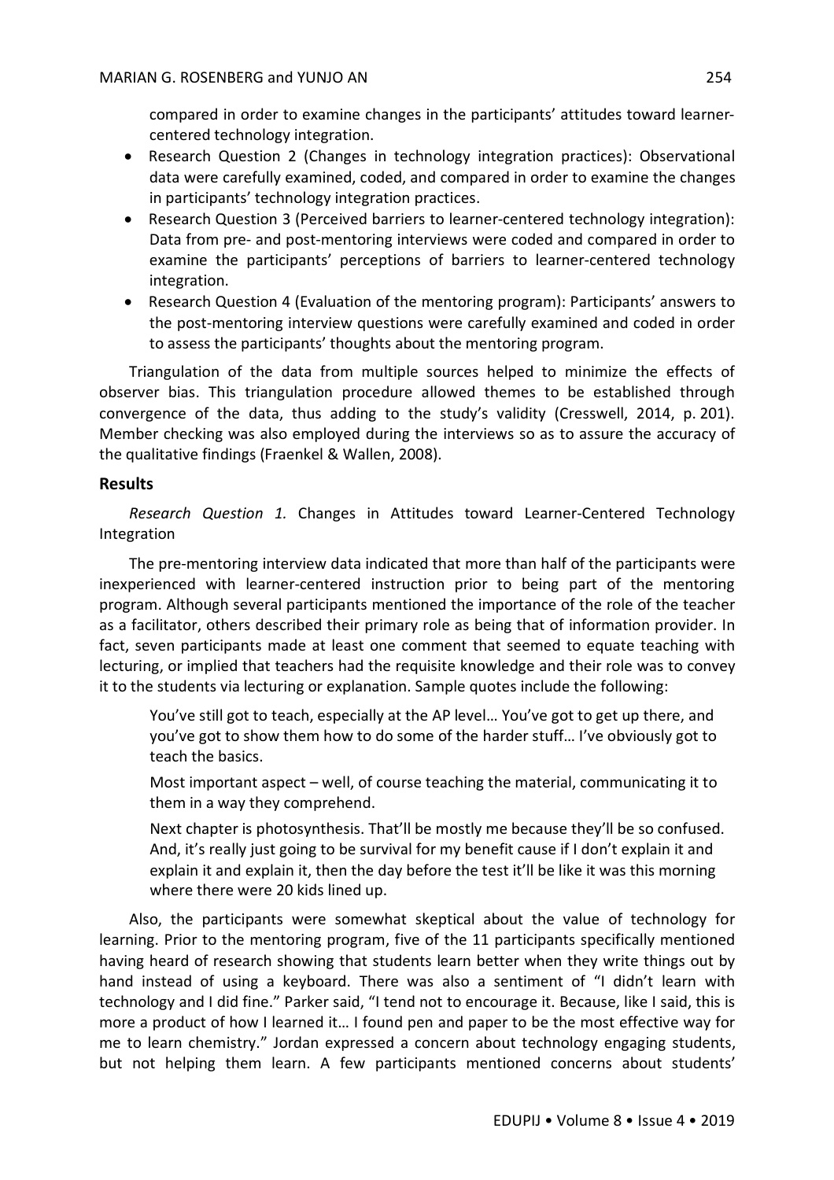compared in order to examine changes in the participants' attitudes toward learner-centered technology integration.

- Research Question 2 (Changes in technology integration practices): Observational data were carefully examined, coded, and compared in order to examine the changes in participants' technology integration practices.
- Research Question 3 (Perceived barriers to learner-centered technology integration): Data from pre- and post-mentoring interviews were coded and compared in order to examine the participants' perceptions of barriers to learner-centered technology integration.
- Research Question 4 (Evaluation of the mentoring program): Participants' answers to the post-mentoring interview questions were carefully examined and coded in order to assess the participants' thoughts about the mentoring program.

Triangulation of the data from multiple sources helped to minimize the effects of observer bias. This triangulation procedure allowed themes to be established through convergence of the data, thus adding to the study's validity (Cresswell, 2014, p. 201). Member checking was also employed during the interviews so as to assure the accuracy of the qualitative findings (Fraenkel & Wallen, 2008).

## Results

*Research Question 1.* Changes in Attitudes toward Learner-Centered Technology Integration

The pre-mentoring interview data indicated that more than half of the participants were inexperienced with learner-centered instruction prior to being part of the mentoring program. Although several participants mentioned the importance of the role of the teacher as a facilitator, others described their primary role as being that of information provider. In fact, seven participants made at least one comment that seemed to equate teaching with lecturing, or implied that teachers had the requisite knowledge and their role was to convey it to the students via lecturing or explanation. Sample quotes include the following:

> You've still got to teach, especially at the AP level… You've got to get up there, and you've got to show them how to do some of the harder stuff… I've obviously got to teach the basics.
>
> Most important aspect – well, of course teaching the material, communicating it to them in a way they comprehend.
>
> Next chapter is photosynthesis. That'll be mostly me because they'll be so confused. And, it's really just going to be survival for my benefit cause if I don't explain it and explain it and explain it, then the day before the test it'll be like it was this morning where there were 20 kids lined up.

Also, the participants were somewhat skeptical about the value of technology for learning. Prior to the mentoring program, five of the 11 participants specifically mentioned having heard of research showing that students learn better when they write things out by hand instead of using a keyboard. There was also a sentiment of "I didn't learn with technology and I did fine." Parker said, "I tend not to encourage it. Because, like I said, this is more a product of how I learned it… I found pen and paper to be the most effective way for me to learn chemistry." Jordan expressed a concern about technology engaging students, but not helping them learn. A few participants mentioned concerns about students'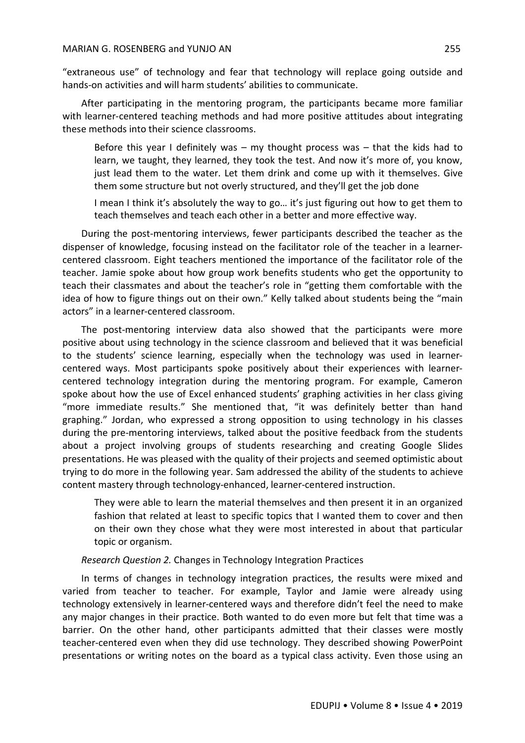"extraneous use" of technology and fear that technology will replace going outside and hands-on activities and will harm students' abilities to communicate.

After participating in the mentoring program, the participants became more familiar with learner-centered teaching methods and had more positive attitudes about integrating these methods into their science classrooms.

> Before this year I definitely was – my thought process was – that the kids had to learn, we taught, they learned, they took the test. And now it's more of, you know, just lead them to the water. Let them drink and come up with it themselves. Give them some structure but not overly structured, and they'll get the job done

> I mean I think it's absolutely the way to go… it's just figuring out how to get them to teach themselves and teach each other in a better and more effective way.

During the post-mentoring interviews, fewer participants described the teacher as the dispenser of knowledge, focusing instead on the facilitator role of the teacher in a learner-centered classroom. Eight teachers mentioned the importance of the facilitator role of the teacher. Jamie spoke about how group work benefits students who get the opportunity to teach their classmates and about the teacher's role in "getting them comfortable with the idea of how to figure things out on their own." Kelly talked about students being the "main actors" in a learner-centered classroom.

The post-mentoring interview data also showed that the participants were more positive about using technology in the science classroom and believed that it was beneficial to the students' science learning, especially when the technology was used in learner-centered ways. Most participants spoke positively about their experiences with learner-centered technology integration during the mentoring program. For example, Cameron spoke about how the use of Excel enhanced students' graphing activities in her class giving "more immediate results." She mentioned that, "it was definitely better than hand graphing." Jordan, who expressed a strong opposition to using technology in his classes during the pre-mentoring interviews, talked about the positive feedback from the students about a project involving groups of students researching and creating Google Slides presentations. He was pleased with the quality of their projects and seemed optimistic about trying to do more in the following year. Sam addressed the ability of the students to achieve content mastery through technology-enhanced, learner-centered instruction.

> They were able to learn the material themselves and then present it in an organized fashion that related at least to specific topics that I wanted them to cover and then on their own they chose what they were most interested in about that particular topic or organism.

*Research Question 2.* Changes in Technology Integration Practices

In terms of changes in technology integration practices, the results were mixed and varied from teacher to teacher. For example, Taylor and Jamie were already using technology extensively in learner-centered ways and therefore didn't feel the need to make any major changes in their practice. Both wanted to do even more but felt that time was a barrier. On the other hand, other participants admitted that their classes were mostly teacher-centered even when they did use technology. They described showing PowerPoint presentations or writing notes on the board as a typical class activity. Even those using an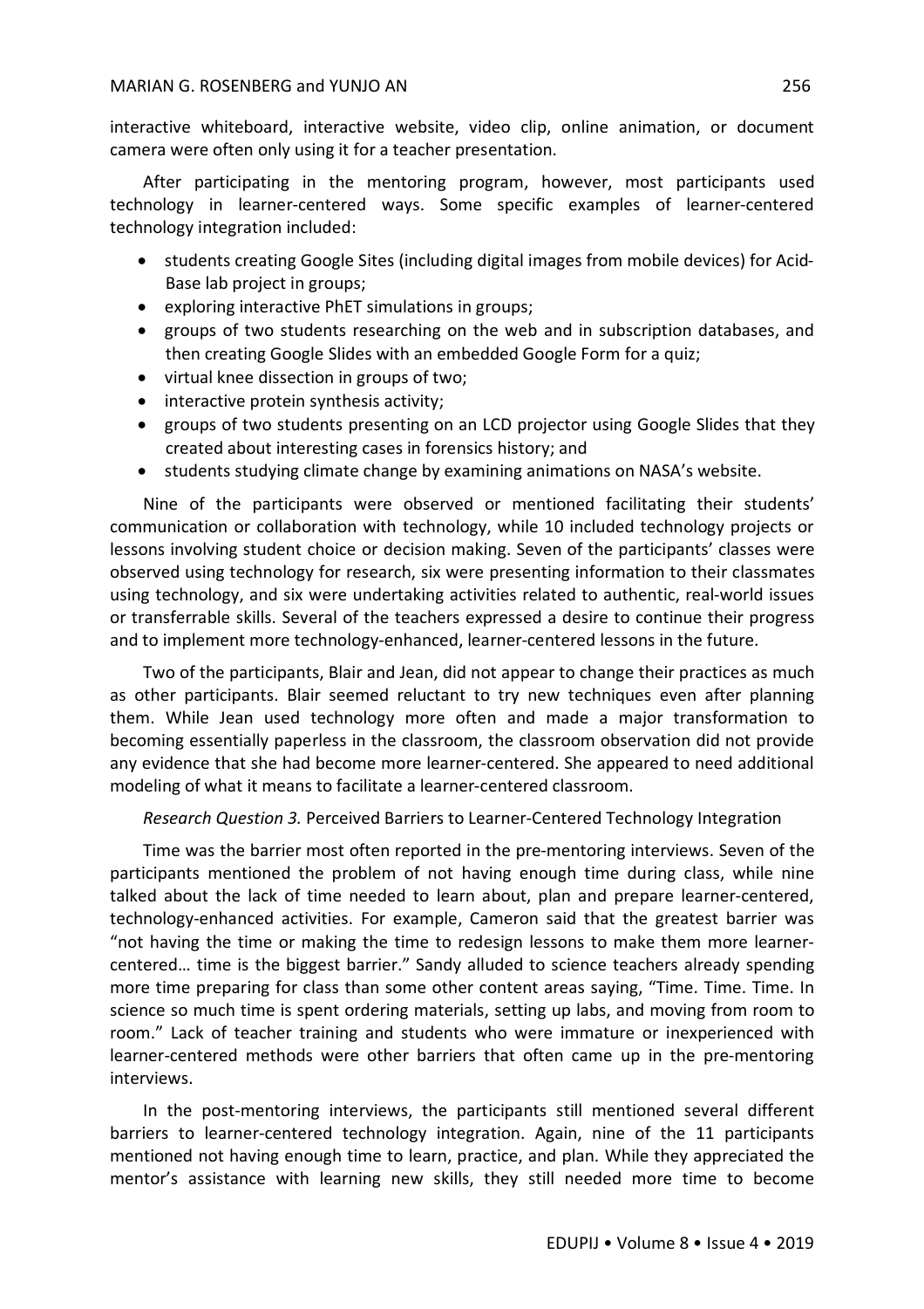interactive whiteboard, interactive website, video clip, online animation, or document camera were often only using it for a teacher presentation.

After participating in the mentoring program, however, most participants used technology in learner-centered ways. Some specific examples of learner-centered technology integration included:

- students creating Google Sites (including digital images from mobile devices) for Acid-Base lab project in groups;
- exploring interactive PhET simulations in groups;
- groups of two students researching on the web and in subscription databases, and then creating Google Slides with an embedded Google Form for a quiz;
- virtual knee dissection in groups of two;
- interactive protein synthesis activity;
- groups of two students presenting on an LCD projector using Google Slides that they created about interesting cases in forensics history; and
- students studying climate change by examining animations on NASA's website.

Nine of the participants were observed or mentioned facilitating their students' communication or collaboration with technology, while 10 included technology projects or lessons involving student choice or decision making. Seven of the participants' classes were observed using technology for research, six were presenting information to their classmates using technology, and six were undertaking activities related to authentic, real-world issues or transferrable skills. Several of the teachers expressed a desire to continue their progress and to implement more technology-enhanced, learner-centered lessons in the future.

Two of the participants, Blair and Jean, did not appear to change their practices as much as other participants. Blair seemed reluctant to try new techniques even after planning them. While Jean used technology more often and made a major transformation to becoming essentially paperless in the classroom, the classroom observation did not provide any evidence that she had become more learner-centered. She appeared to need additional modeling of what it means to facilitate a learner-centered classroom.

*Research Question 3.* Perceived Barriers to Learner-Centered Technology Integration

Time was the barrier most often reported in the pre-mentoring interviews. Seven of the participants mentioned the problem of not having enough time during class, while nine talked about the lack of time needed to learn about, plan and prepare learner-centered, technology-enhanced activities. For example, Cameron said that the greatest barrier was "not having the time or making the time to redesign lessons to make them more learner-centered… time is the biggest barrier." Sandy alluded to science teachers already spending more time preparing for class than some other content areas saying, "Time. Time. Time. In science so much time is spent ordering materials, setting up labs, and moving from room to room." Lack of teacher training and students who were immature or inexperienced with learner-centered methods were other barriers that often came up in the pre-mentoring interviews.

In the post-mentoring interviews, the participants still mentioned several different barriers to learner-centered technology integration. Again, nine of the 11 participants mentioned not having enough time to learn, practice, and plan. While they appreciated the mentor's assistance with learning new skills, they still needed more time to become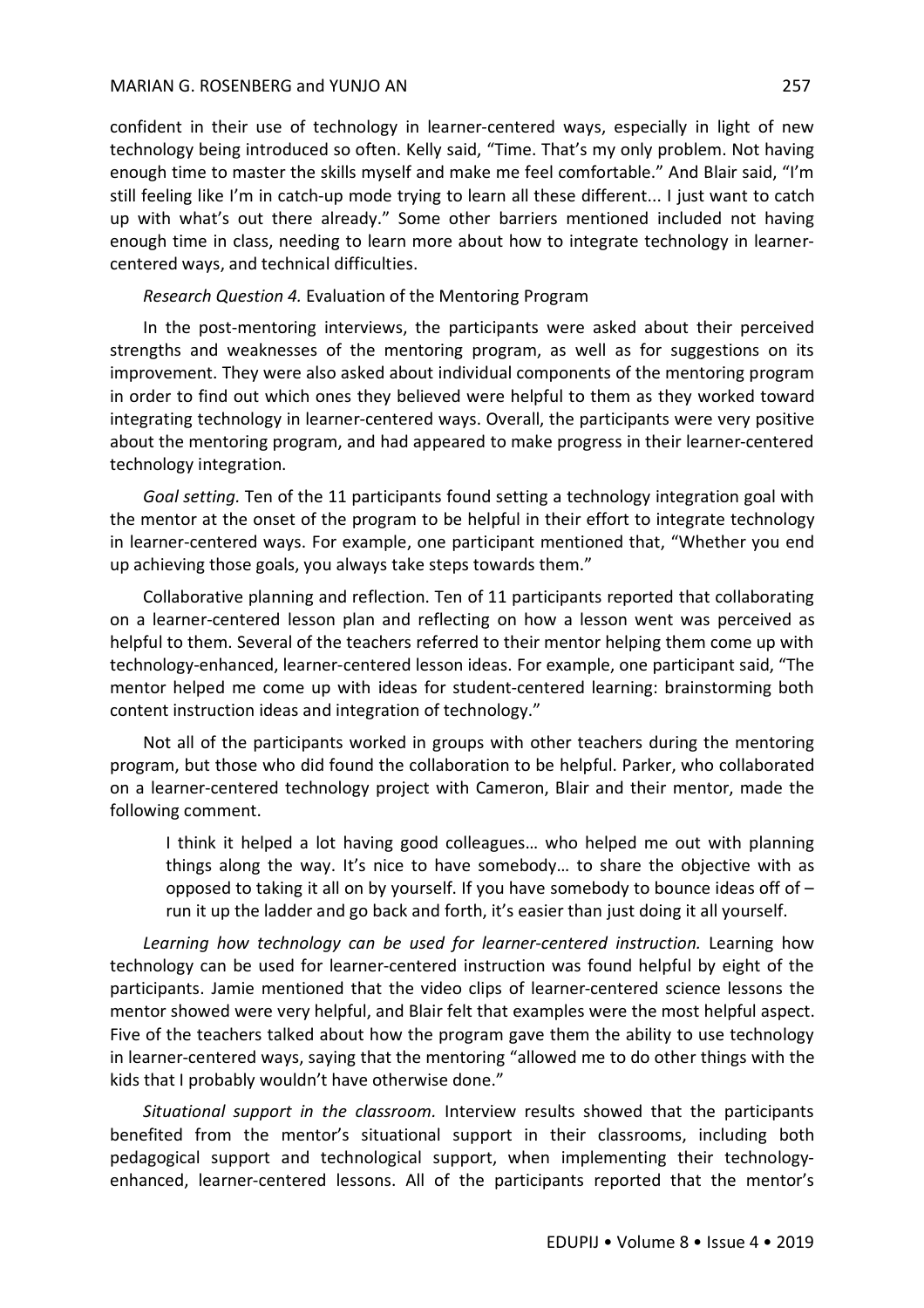confident in their use of technology in learner-centered ways, especially in light of new technology being introduced so often. Kelly said, "Time. That's my only problem. Not having enough time to master the skills myself and make me feel comfortable." And Blair said, "I'm still feeling like I'm in catch-up mode trying to learn all these different... I just want to catch up with what's out there already." Some other barriers mentioned included not having enough time in class, needing to learn more about how to integrate technology in learner-centered ways, and technical difficulties.

*Research Question 4.* Evaluation of the Mentoring Program

In the post-mentoring interviews, the participants were asked about their perceived strengths and weaknesses of the mentoring program, as well as for suggestions on its improvement. They were also asked about individual components of the mentoring program in order to find out which ones they believed were helpful to them as they worked toward integrating technology in learner-centered ways. Overall, the participants were very positive about the mentoring program, and had appeared to make progress in their learner-centered technology integration.

*Goal setting.* Ten of the 11 participants found setting a technology integration goal with the mentor at the onset of the program to be helpful in their effort to integrate technology in learner-centered ways. For example, one participant mentioned that, "Whether you end up achieving those goals, you always take steps towards them."

Collaborative planning and reflection. Ten of 11 participants reported that collaborating on a learner-centered lesson plan and reflecting on how a lesson went was perceived as helpful to them. Several of the teachers referred to their mentor helping them come up with technology-enhanced, learner-centered lesson ideas. For example, one participant said, "The mentor helped me come up with ideas for student-centered learning: brainstorming both content instruction ideas and integration of technology."

Not all of the participants worked in groups with other teachers during the mentoring program, but those who did found the collaboration to be helpful. Parker, who collaborated on a learner-centered technology project with Cameron, Blair and their mentor, made the following comment.

> I think it helped a lot having good colleagues… who helped me out with planning things along the way. It's nice to have somebody… to share the objective with as opposed to taking it all on by yourself. If you have somebody to bounce ideas off of – run it up the ladder and go back and forth, it's easier than just doing it all yourself.

*Learning how technology can be used for learner-centered instruction.* Learning how technology can be used for learner-centered instruction was found helpful by eight of the participants. Jamie mentioned that the video clips of learner-centered science lessons the mentor showed were very helpful, and Blair felt that examples were the most helpful aspect. Five of the teachers talked about how the program gave them the ability to use technology in learner-centered ways, saying that the mentoring "allowed me to do other things with the kids that I probably wouldn't have otherwise done."

*Situational support in the classroom.* Interview results showed that the participants benefited from the mentor's situational support in their classrooms, including both pedagogical support and technological support, when implementing their technology-enhanced, learner-centered lessons. All of the participants reported that the mentor's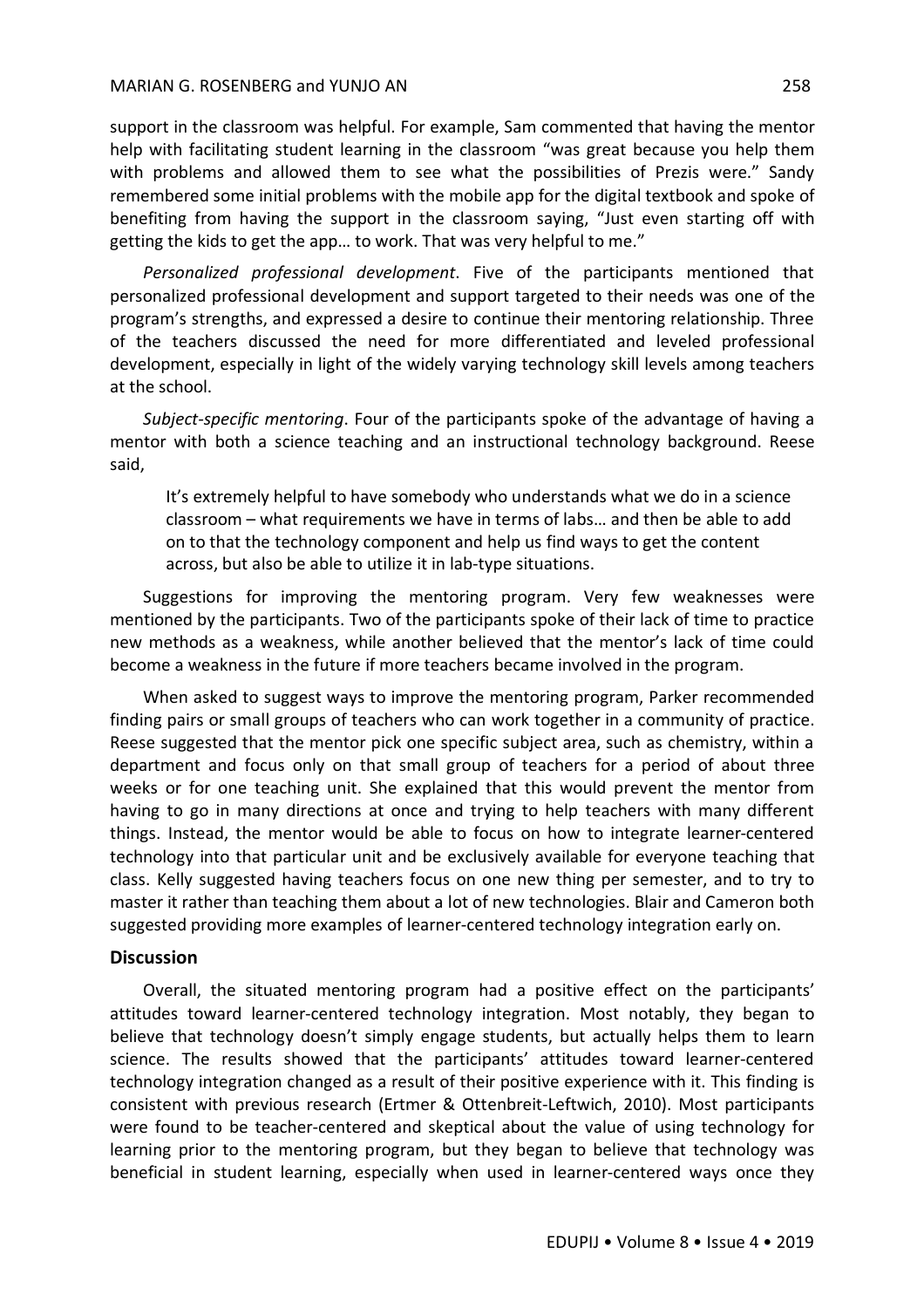support in the classroom was helpful. For example, Sam commented that having the mentor help with facilitating student learning in the classroom "was great because you help them with problems and allowed them to see what the possibilities of Prezis were." Sandy remembered some initial problems with the mobile app for the digital textbook and spoke of benefiting from having the support in the classroom saying, "Just even starting off with getting the kids to get the app… to work. That was very helpful to me."

*Personalized professional development*. Five of the participants mentioned that personalized professional development and support targeted to their needs was one of the program's strengths, and expressed a desire to continue their mentoring relationship. Three of the teachers discussed the need for more differentiated and leveled professional development, especially in light of the widely varying technology skill levels among teachers at the school.

*Subject-specific mentoring*. Four of the participants spoke of the advantage of having a mentor with both a science teaching and an instructional technology background. Reese said,

> It's extremely helpful to have somebody who understands what we do in a science classroom – what requirements we have in terms of labs… and then be able to add on to that the technology component and help us find ways to get the content across, but also be able to utilize it in lab-type situations.

Suggestions for improving the mentoring program. Very few weaknesses were mentioned by the participants. Two of the participants spoke of their lack of time to practice new methods as a weakness, while another believed that the mentor's lack of time could become a weakness in the future if more teachers became involved in the program.

When asked to suggest ways to improve the mentoring program, Parker recommended finding pairs or small groups of teachers who can work together in a community of practice. Reese suggested that the mentor pick one specific subject area, such as chemistry, within a department and focus only on that small group of teachers for a period of about three weeks or for one teaching unit. She explained that this would prevent the mentor from having to go in many directions at once and trying to help teachers with many different things. Instead, the mentor would be able to focus on how to integrate learner-centered technology into that particular unit and be exclusively available for everyone teaching that class. Kelly suggested having teachers focus on one new thing per semester, and to try to master it rather than teaching them about a lot of new technologies. Blair and Cameron both suggested providing more examples of learner-centered technology integration early on.

## Discussion

Overall, the situated mentoring program had a positive effect on the participants' attitudes toward learner-centered technology integration. Most notably, they began to believe that technology doesn't simply engage students, but actually helps them to learn science. The results showed that the participants' attitudes toward learner-centered technology integration changed as a result of their positive experience with it. This finding is consistent with previous research (Ertmer & Ottenbreit-Leftwich, 2010). Most participants were found to be teacher-centered and skeptical about the value of using technology for learning prior to the mentoring program, but they began to believe that technology was beneficial in student learning, especially when used in learner-centered ways once they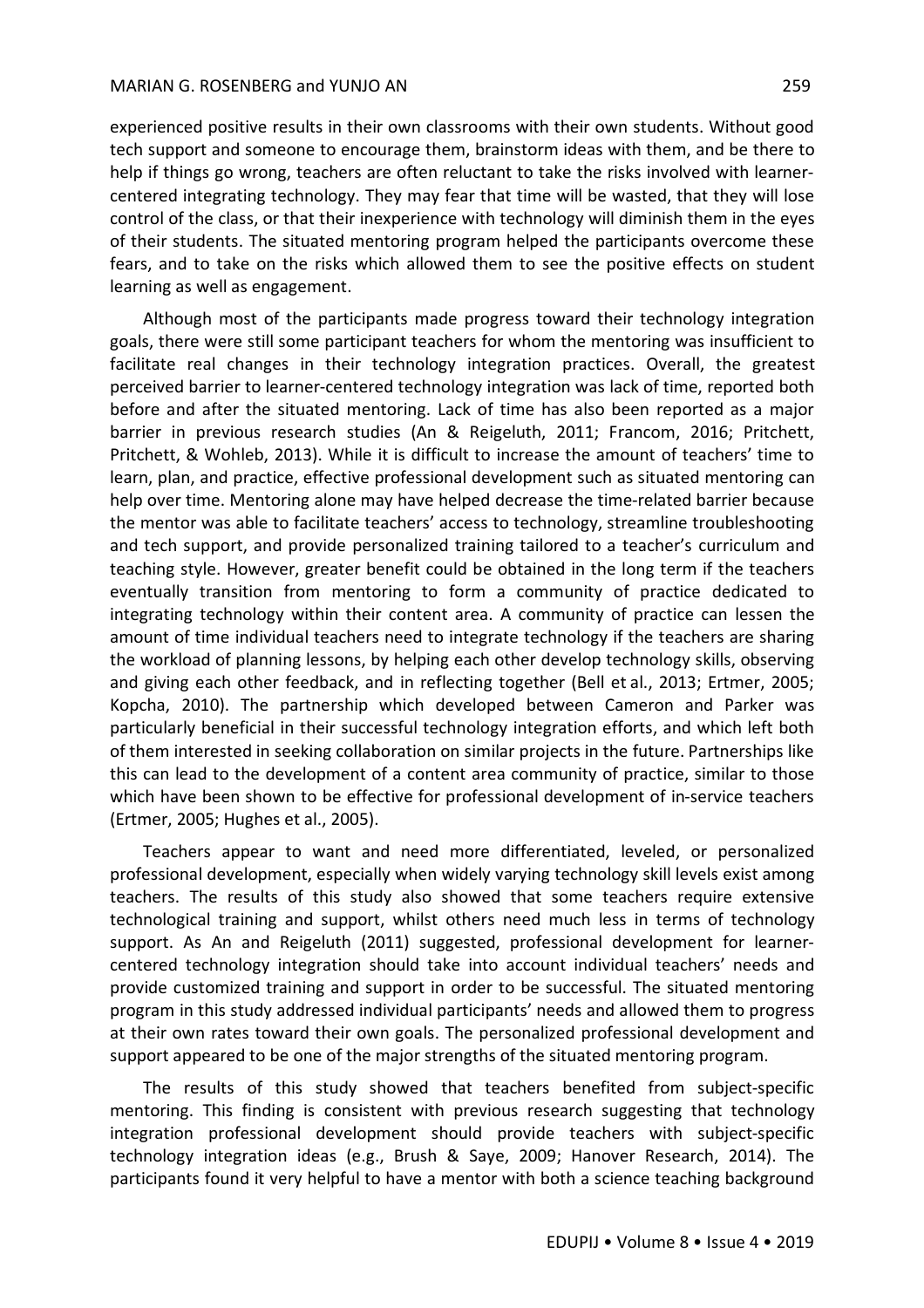experienced positive results in their own classrooms with their own students. Without good tech support and someone to encourage them, brainstorm ideas with them, and be there to help if things go wrong, teachers are often reluctant to take the risks involved with learner-centered integrating technology. They may fear that time will be wasted, that they will lose control of the class, or that their inexperience with technology will diminish them in the eyes of their students. The situated mentoring program helped the participants overcome these fears, and to take on the risks which allowed them to see the positive effects on student learning as well as engagement.

Although most of the participants made progress toward their technology integration goals, there were still some participant teachers for whom the mentoring was insufficient to facilitate real changes in their technology integration practices. Overall, the greatest perceived barrier to learner-centered technology integration was lack of time, reported both before and after the situated mentoring. Lack of time has also been reported as a major barrier in previous research studies (An & Reigeluth, 2011; Francom, 2016; Pritchett, Pritchett, & Wohleb, 2013). While it is difficult to increase the amount of teachers' time to learn, plan, and practice, effective professional development such as situated mentoring can help over time. Mentoring alone may have helped decrease the time-related barrier because the mentor was able to facilitate teachers' access to technology, streamline troubleshooting and tech support, and provide personalized training tailored to a teacher's curriculum and teaching style. However, greater benefit could be obtained in the long term if the teachers eventually transition from mentoring to form a community of practice dedicated to integrating technology within their content area. A community of practice can lessen the amount of time individual teachers need to integrate technology if the teachers are sharing the workload of planning lessons, by helping each other develop technology skills, observing and giving each other feedback, and in reflecting together (Bell et al., 2013; Ertmer, 2005; Kopcha, 2010). The partnership which developed between Cameron and Parker was particularly beneficial in their successful technology integration efforts, and which left both of them interested in seeking collaboration on similar projects in the future. Partnerships like this can lead to the development of a content area community of practice, similar to those which have been shown to be effective for professional development of in-service teachers (Ertmer, 2005; Hughes et al., 2005).

Teachers appear to want and need more differentiated, leveled, or personalized professional development, especially when widely varying technology skill levels exist among teachers. The results of this study also showed that some teachers require extensive technological training and support, whilst others need much less in terms of technology support. As An and Reigeluth (2011) suggested, professional development for learner-centered technology integration should take into account individual teachers' needs and provide customized training and support in order to be successful. The situated mentoring program in this study addressed individual participants' needs and allowed them to progress at their own rates toward their own goals. The personalized professional development and support appeared to be one of the major strengths of the situated mentoring program.

The results of this study showed that teachers benefited from subject-specific mentoring. This finding is consistent with previous research suggesting that technology integration professional development should provide teachers with subject-specific technology integration ideas (e.g., Brush & Saye, 2009; Hanover Research, 2014). The participants found it very helpful to have a mentor with both a science teaching background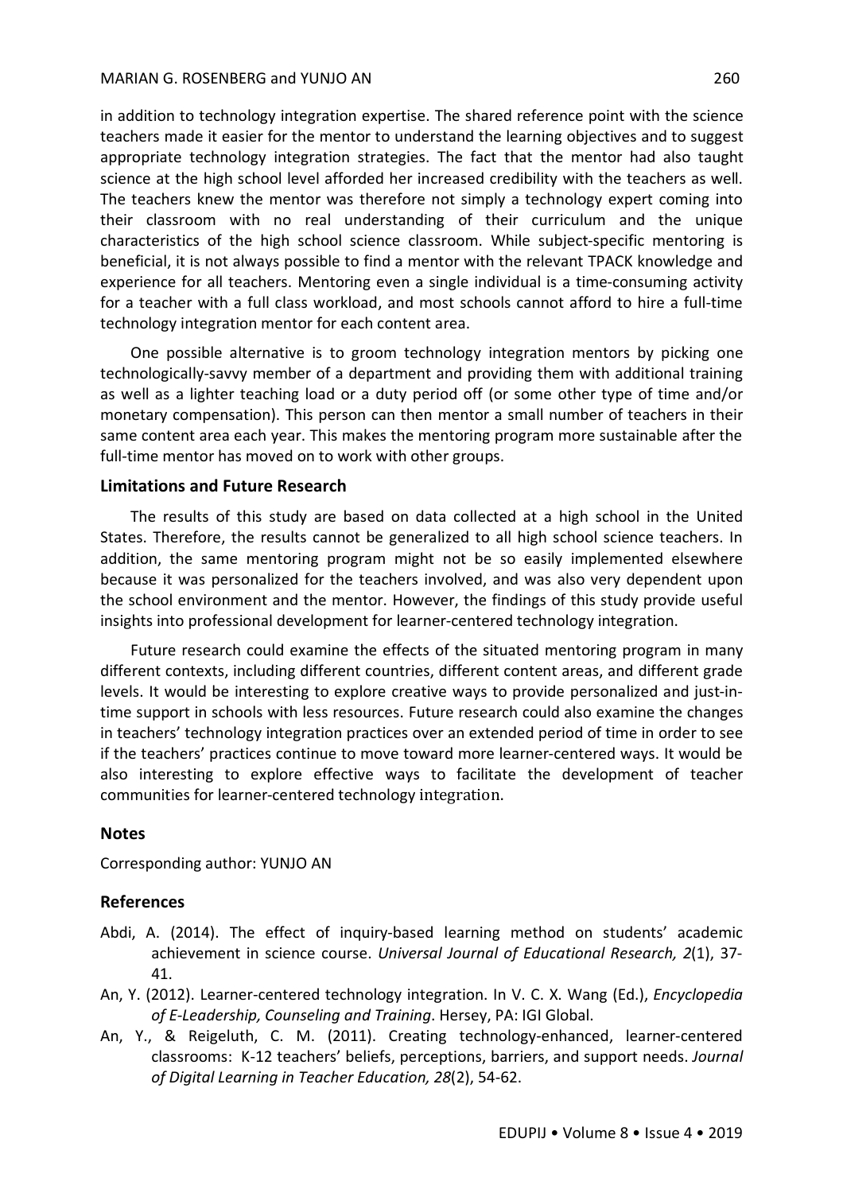in addition to technology integration expertise. The shared reference point with the science teachers made it easier for the mentor to understand the learning objectives and to suggest appropriate technology integration strategies. The fact that the mentor had also taught science at the high school level afforded her increased credibility with the teachers as well. The teachers knew the mentor was therefore not simply a technology expert coming into their classroom with no real understanding of their curriculum and the unique characteristics of the high school science classroom. While subject-specific mentoring is beneficial, it is not always possible to find a mentor with the relevant TPACK knowledge and experience for all teachers. Mentoring even a single individual is a time-consuming activity for a teacher with a full class workload, and most schools cannot afford to hire a full-time technology integration mentor for each content area.

One possible alternative is to groom technology integration mentors by picking one technologically-savvy member of a department and providing them with additional training as well as a lighter teaching load or a duty period off (or some other type of time and/or monetary compensation). This person can then mentor a small number of teachers in their same content area each year. This makes the mentoring program more sustainable after the full-time mentor has moved on to work with other groups.

## Limitations and Future Research

The results of this study are based on data collected at a high school in the United States. Therefore, the results cannot be generalized to all high school science teachers. In addition, the same mentoring program might not be so easily implemented elsewhere because it was personalized for the teachers involved, and was also very dependent upon the school environment and the mentor. However, the findings of this study provide useful insights into professional development for learner-centered technology integration.

Future research could examine the effects of the situated mentoring program in many different contexts, including different countries, different content areas, and different grade levels. It would be interesting to explore creative ways to provide personalized and just-in-time support in schools with less resources. Future research could also examine the changes in teachers' technology integration practices over an extended period of time in order to see if the teachers' practices continue to move toward more learner-centered ways. It would be also interesting to explore effective ways to facilitate the development of teacher communities for learner-centered technology integration.

## Notes

Corresponding author: YUNJO AN

## References

Abdi, A. (2014). The effect of inquiry-based learning method on students' academic achievement in science course. *Universal Journal of Educational Research, 2*(1), 37-41.

An, Y. (2012). Learner-centered technology integration. In V. C. X. Wang (Ed.), *Encyclopedia of E-Leadership, Counseling and Training*. Hersey, PA: IGI Global.

An, Y., & Reigeluth, C. M. (2011). Creating technology-enhanced, learner-centered classrooms: K-12 teachers' beliefs, perceptions, barriers, and support needs. *Journal of Digital Learning in Teacher Education, 28*(2), 54-62.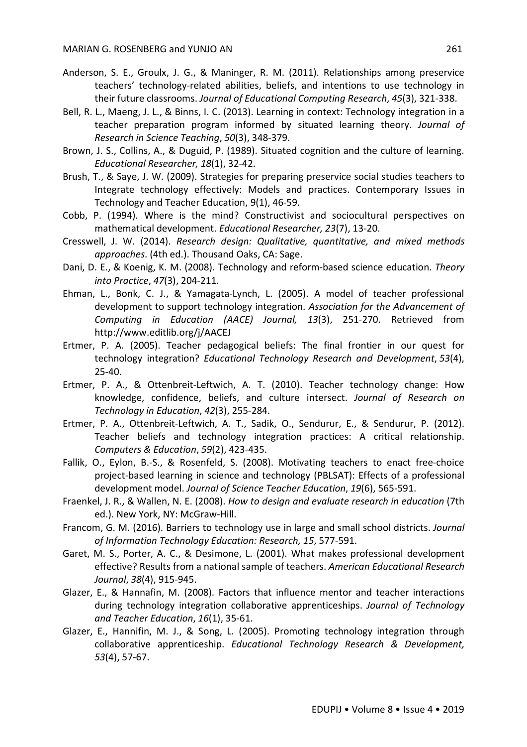Anderson, S. E., Groulx, J. G., & Maninger, R. M. (2011). Relationships among preservice teachers' technology-related abilities, beliefs, and intentions to use technology in their future classrooms. *Journal of Educational Computing Research*, *45*(3), 321-338.

Bell, R. L., Maeng, J. L., & Binns, I. C. (2013). Learning in context: Technology integration in a teacher preparation program informed by situated learning theory. *Journal of Research in Science Teaching*, *50*(3), 348-379.

Brown, J. S., Collins, A., & Duguid, P. (1989). Situated cognition and the culture of learning. *Educational Researcher, 18*(1), 32-42.

Brush, T., & Saye, J. W. (2009). Strategies for preparing preservice social studies teachers to Integrate technology effectively: Models and practices. Contemporary Issues in Technology and Teacher Education, 9(1), 46-59.

Cobb, P. (1994). Where is the mind? Constructivist and sociocultural perspectives on mathematical development. *Educational Researcher, 23*(7), 13-20.

Cresswell, J. W. (2014). *Research design: Qualitative, quantitative, and mixed methods approaches*. (4th ed.). Thousand Oaks, CA: Sage.

Dani, D. E., & Koenig, K. M. (2008). Technology and reform-based science education. *Theory into Practice*, *47*(3), 204-211.

Ehman, L., Bonk, C. J., & Yamagata-Lynch, L. (2005). A model of teacher professional development to support technology integration. *Association for the Advancement of Computing in Education (AACE) Journal, 13*(3), 251-270. Retrieved from http://www.editlib.org/j/AACEJ

Ertmer, P. A. (2005). Teacher pedagogical beliefs: The final frontier in our quest for technology integration? *Educational Technology Research and Development*, *53*(4), 25-40.

Ertmer, P. A., & Ottenbreit-Leftwich, A. T. (2010). Teacher technology change: How knowledge, confidence, beliefs, and culture intersect. *Journal of Research on Technology in Education*, *42*(3), 255-284.

Ertmer, P. A., Ottenbreit-Leftwich, A. T., Sadik, O., Sendurur, E., & Sendurur, P. (2012). Teacher beliefs and technology integration practices: A critical relationship. *Computers & Education*, *59*(2), 423-435.

Fallik, O., Eylon, B.-S., & Rosenfeld, S. (2008). Motivating teachers to enact free-choice project-based learning in science and technology (PBLSAT): Effects of a professional development model. *Journal of Science Teacher Education*, *19*(6), 565-591.

Fraenkel, J. R., & Wallen, N. E. (2008). *How to design and evaluate research in education* (7th ed.). New York, NY: McGraw-Hill.

Francom, G. M. (2016). Barriers to technology use in large and small school districts. *Journal of Information Technology Education: Research, 15*, 577-591.

Garet, M. S., Porter, A. C., & Desimone, L. (2001). What makes professional development effective? Results from a national sample of teachers. *American Educational Research Journal*, *38*(4), 915-945.

Glazer, E., & Hannafin, M. (2008). Factors that influence mentor and teacher interactions during technology integration collaborative apprenticeships. *Journal of Technology and Teacher Education*, *16*(1), 35-61.

Glazer, E., Hannifin, M. J., & Song, L. (2005). Promoting technology integration through collaborative apprenticeship. *Educational Technology Research & Development, 53*(4), 57-67.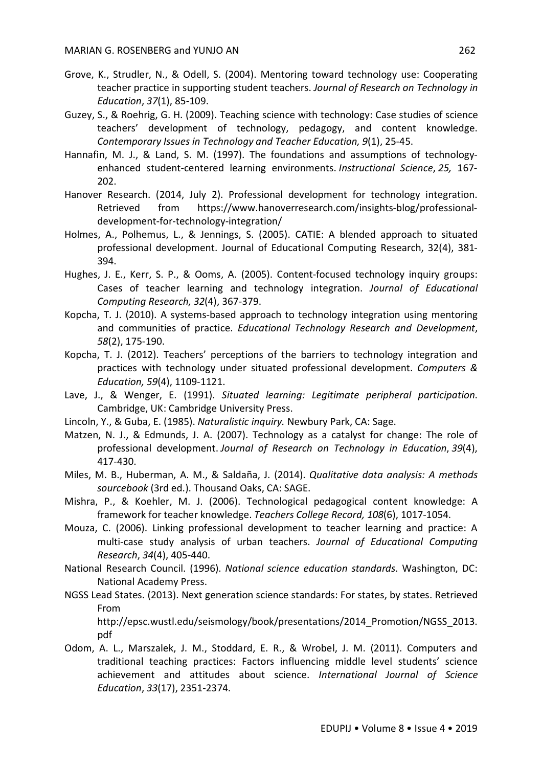Grove, K., Strudler, N., & Odell, S. (2004). Mentoring toward technology use: Cooperating teacher practice in supporting student teachers. *Journal of Research on Technology in Education*, *37*(1), 85-109.

Guzey, S., & Roehrig, G. H. (2009). Teaching science with technology: Case studies of science teachers' development of technology, pedagogy, and content knowledge. *Contemporary Issues in Technology and Teacher Education, 9*(1), 25-45.

Hannafin, M. J., & Land, S. M. (1997). The foundations and assumptions of technology-enhanced student-centered learning environments. *Instructional Science*, *25,* 167-202.

Hanover Research. (2014, July 2). Professional development for technology integration. Retrieved from https://www.hanoverresearch.com/insights-blog/professional-development-for-technology-integration/

Holmes, A., Polhemus, L., & Jennings, S. (2005). CATIE: A blended approach to situated professional development. Journal of Educational Computing Research, 32(4), 381-394.

Hughes, J. E., Kerr, S. P., & Ooms, A. (2005). Content-focused technology inquiry groups: Cases of teacher learning and technology integration. *Journal of Educational Computing Research, 32*(4), 367-379.

Kopcha, T. J. (2010). A systems-based approach to technology integration using mentoring and communities of practice. *Educational Technology Research and Development*, *58*(2), 175-190.

Kopcha, T. J. (2012). Teachers' perceptions of the barriers to technology integration and practices with technology under situated professional development. *Computers & Education, 59*(4), 1109-1121.

Lave, J., & Wenger, E. (1991). *Situated learning: Legitimate peripheral participation*. Cambridge, UK: Cambridge University Press.

Lincoln, Y., & Guba, E. (1985). *Naturalistic inquiry.* Newbury Park, CA: Sage.

Matzen, N. J., & Edmunds, J. A. (2007). Technology as a catalyst for change: The role of professional development. *Journal of Research on Technology in Education*, *39*(4), 417-430.

Miles, M. B., Huberman, A. M., & Saldaña, J. (2014). *Qualitative data analysis: A methods sourcebook* (3rd ed.). Thousand Oaks, CA: SAGE.

Mishra, P., & Koehler, M. J. (2006). Technological pedagogical content knowledge: A framework for teacher knowledge. *Teachers College Record, 108*(6), 1017-1054.

Mouza, C. (2006). Linking professional development to teacher learning and practice: A multi-case study analysis of urban teachers. *Journal of Educational Computing Research*, *34*(4), 405-440.

National Research Council. (1996). *National science education standards*. Washington, DC: National Academy Press.

NGSS Lead States. (2013). Next generation science standards: For states, by states. Retrieved From http://epsc.wustl.edu/seismology/book/presentations/2014_Promotion/NGSS_2013.pdf

Odom, A. L., Marszalek, J. M., Stoddard, E. R., & Wrobel, J. M. (2011). Computers and traditional teaching practices: Factors influencing middle level students' science achievement and attitudes about science. *International Journal of Science Education*, *33*(17), 2351-2374.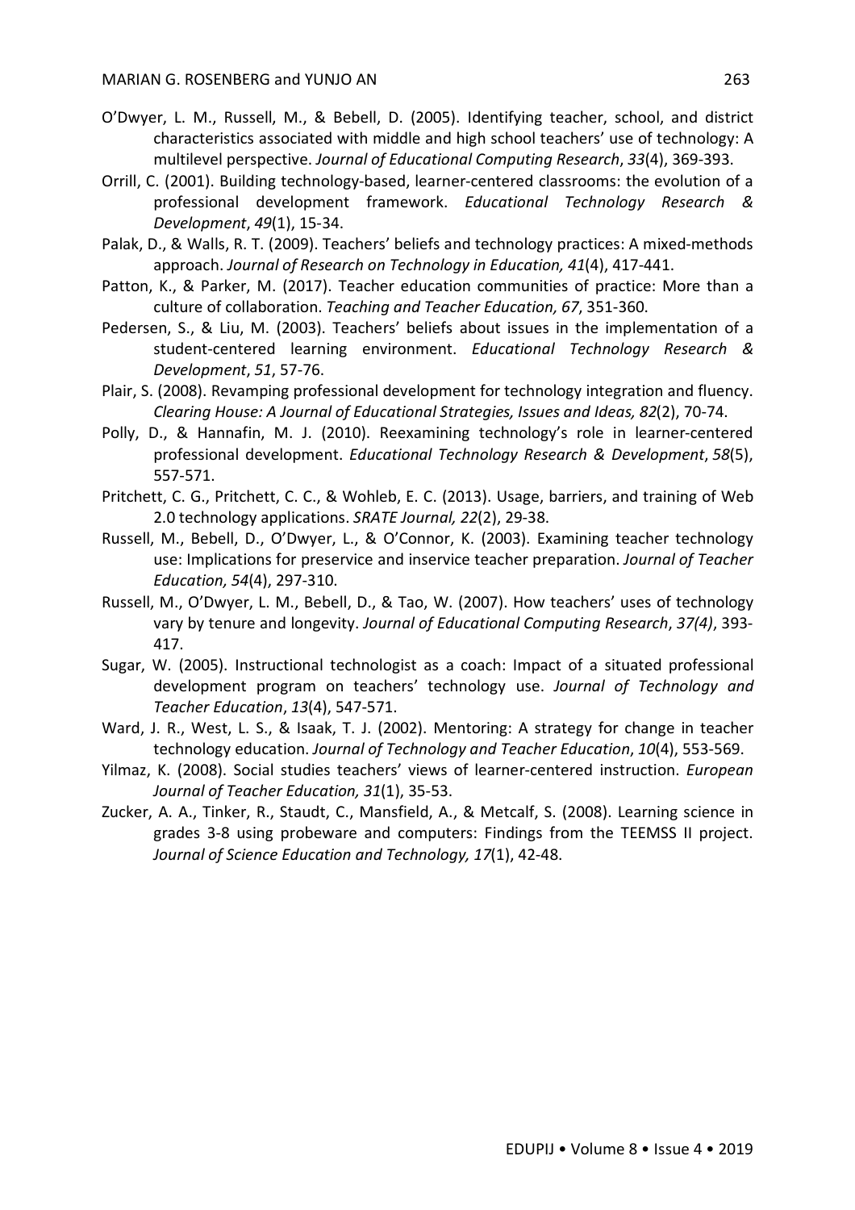O'Dwyer, L. M., Russell, M., & Bebell, D. (2005). Identifying teacher, school, and district characteristics associated with middle and high school teachers' use of technology: A multilevel perspective. *Journal of Educational Computing Research*, *33*(4), 369-393.

Orrill, C. (2001). Building technology-based, learner-centered classrooms: the evolution of a professional development framework. *Educational Technology Research & Development*, *49*(1), 15-34.

Palak, D., & Walls, R. T. (2009). Teachers' beliefs and technology practices: A mixed-methods approach. *Journal of Research on Technology in Education, 41*(4), 417-441.

Patton, K., & Parker, M. (2017). Teacher education communities of practice: More than a culture of collaboration. *Teaching and Teacher Education, 67*, 351-360.

Pedersen, S., & Liu, M. (2003). Teachers' beliefs about issues in the implementation of a student-centered learning environment. *Educational Technology Research & Development*, *51*, 57-76.

Plair, S. (2008). Revamping professional development for technology integration and fluency. *Clearing House: A Journal of Educational Strategies, Issues and Ideas, 82*(2), 70-74.

Polly, D., & Hannafin, M. J. (2010). Reexamining technology's role in learner-centered professional development. *Educational Technology Research & Development*, *58*(5), 557-571.

Pritchett, C. G., Pritchett, C. C., & Wohleb, E. C. (2013). Usage, barriers, and training of Web 2.0 technology applications. *SRATE Journal, 22*(2), 29-38.

Russell, M., Bebell, D., O'Dwyer, L., & O'Connor, K. (2003). Examining teacher technology use: Implications for preservice and inservice teacher preparation. *Journal of Teacher Education, 54*(4), 297-310.

Russell, M., O'Dwyer, L. M., Bebell, D., & Tao, W. (2007). How teachers' uses of technology vary by tenure and longevity. *Journal of Educational Computing Research*, *37(4)*, 393-417.

Sugar, W. (2005). Instructional technologist as a coach: Impact of a situated professional development program on teachers' technology use. *Journal of Technology and Teacher Education*, *13*(4), 547-571.

Ward, J. R., West, L. S., & Isaak, T. J. (2002). Mentoring: A strategy for change in teacher technology education. *Journal of Technology and Teacher Education*, *10*(4), 553-569.

Yilmaz, K. (2008). Social studies teachers' views of learner-centered instruction. *European Journal of Teacher Education, 31*(1), 35-53.

Zucker, A. A., Tinker, R., Staudt, C., Mansfield, A., & Metcalf, S. (2008). Learning science in grades 3-8 using probeware and computers: Findings from the TEEMSS II project. *Journal of Science Education and Technology, 17*(1), 42-48.